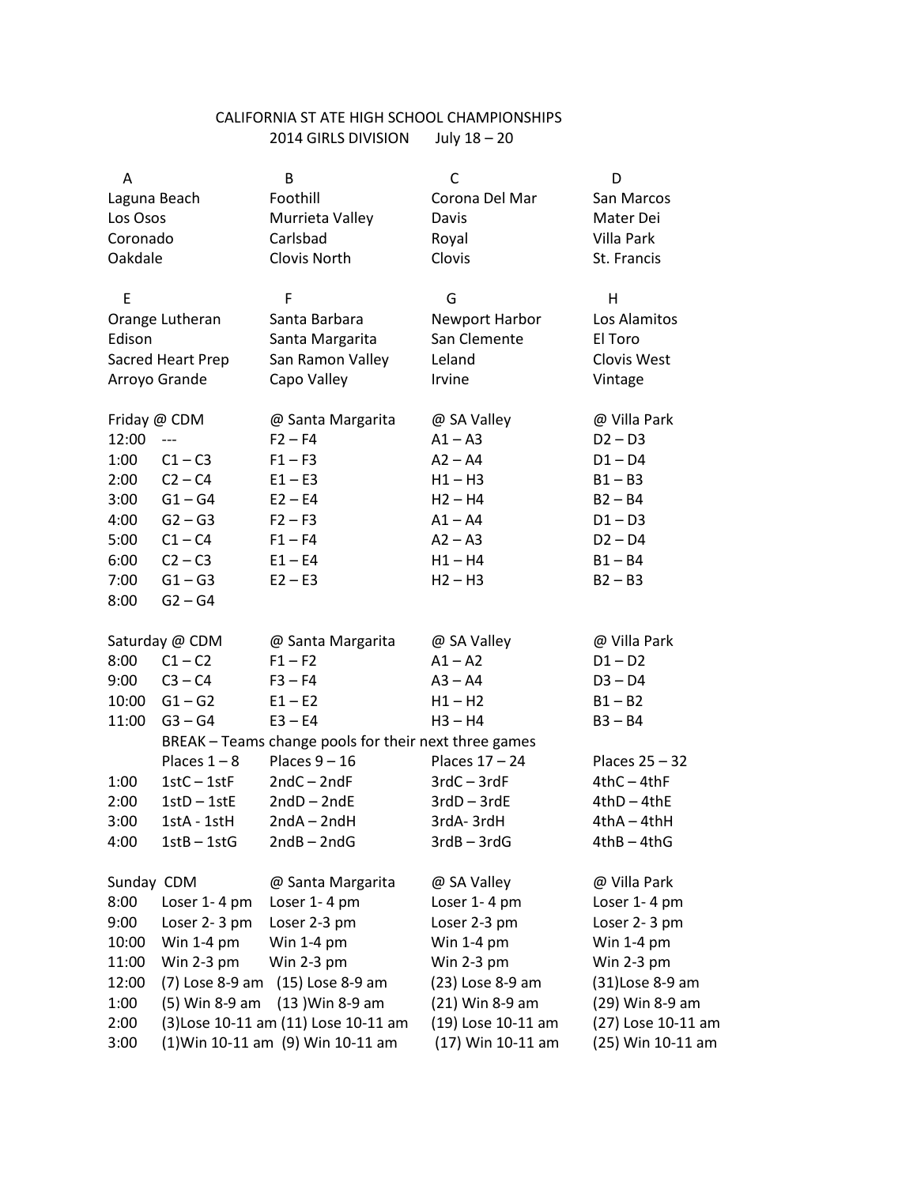# CALIFORNIA ST ATE HIGH SCHOOL CHAMPIONSHIPS

## 2014 GIRLS DIVISION July 18 – 20

| A | B | C | D |
|---|---|---|---|
| Laguna Beach | Foothill | Corona Del Mar | San Marcos |
| Los Osos | Murrieta Valley | Davis | Mater Dei |
| Coronado | Carlsbad | Royal | Villa Park |
| Oakdale | Clovis North | Clovis | St. Francis |

| E | F | G | H |
|---|---|---|---|
| Orange Lutheran | Santa Barbara | Newport Harbor | Los Alamitos |
| Edison | Santa Margarita | San Clemente | El Toro |
| Sacred Heart Prep | San Ramon Valley | Leland | Clovis West |
| Arroyo Grande | Capo Valley | Irvine | Vintage |

| Friday @ CDM | | @ Santa Margarita | @ SA Valley | @ Villa Park |
|---|---|---|---|---|
| 12:00 | --- | F2 – F4 | A1 – A3 | D2 – D3 |
| 1:00 | C1 – C3 | F1 – F3 | A2 – A4 | D1 – D4 |
| 2:00 | C2 – C4 | E1 – E3 | H1 – H3 | B1 – B3 |
| 3:00 | G1 – G4 | E2 – E4 | H2 – H4 | B2 – B4 |
| 4:00 | G2 – G3 | F2 – F3 | A1 – A4 | D1 – D3 |
| 5:00 | C1 – C4 | F1 – F4 | A2 – A3 | D2 – D4 |
| 6:00 | C2 – C3 | E1 – E4 | H1 – H4 | B1 – B4 |
| 7:00 | G1 – G3 | E2 – E3 | H2 – H3 | B2 – B3 |
| 8:00 | G2 – G4 | | | |

| Saturday @ CDM | | @ Santa Margarita | @ SA Valley | @ Villa Park |
|---|---|---|---|---|
| 8:00 | C1 – C2 | F1 – F2 | A1 – A2 | D1 – D2 |
| 9:00 | C3 – C4 | F3 – F4 | A3 – A4 | D3 – D4 |
| 10:00 | G1 – G2 | E1 – E2 | H1 – H2 | B1 – B2 |
| 11:00 | G3 – G4 | E3 – E4 | H3 – H4 | B3 – B4 |

BREAK – Teams change pools for their next three games

| | Places 1 – 8 | Places 9 – 16 | Places 17 – 24 | Places 25 – 32 |
|---|---|---|---|---|
| 1:00 | 1stC – 1stF | 2ndC – 2ndF | 3rdC – 3rdF | 4thC – 4thF |
| 2:00 | 1stD – 1stE | 2ndD – 2ndE | 3rdD – 3rdE | 4thD – 4thE |
| 3:00 | 1stA - 1stH | 2ndA – 2ndH | 3rdA- 3rdH | 4thA – 4thH |
| 4:00 | 1stB – 1stG | 2ndB – 2ndG | 3rdB – 3rdG | 4thB – 4thG |

| Sunday CDM | | @ Santa Margarita | @ SA Valley | @ Villa Park |
|---|---|---|---|---|
| 8:00 | Loser 1- 4 pm | Loser 1- 4 pm | Loser 1- 4 pm | Loser 1- 4 pm |
| 9:00 | Loser 2- 3 pm | Loser 2-3 pm | Loser 2-3 pm | Loser 2- 3 pm |
| 10:00 | Win 1-4 pm | Win 1-4 pm | Win 1-4 pm | Win 1-4 pm |
| 11:00 | Win 2-3 pm | Win 2-3 pm | Win 2-3 pm | Win 2-3 pm |
| 12:00 | (7) Lose 8-9 am | (15) Lose 8-9 am | (23) Lose 8-9 am | (31)Lose 8-9 am |
| 1:00 | (5) Win 8-9 am | (13 )Win 8-9 am | (21) Win 8-9 am | (29) Win 8-9 am |
| 2:00 | (3)Lose 10-11 am | (11) Lose 10-11 am | (19) Lose 10-11 am | (27) Lose 10-11 am |
| 3:00 | (1)Win 10-11 am | (9) Win 10-11 am | (17) Win 10-11 am | (25) Win 10-11 am |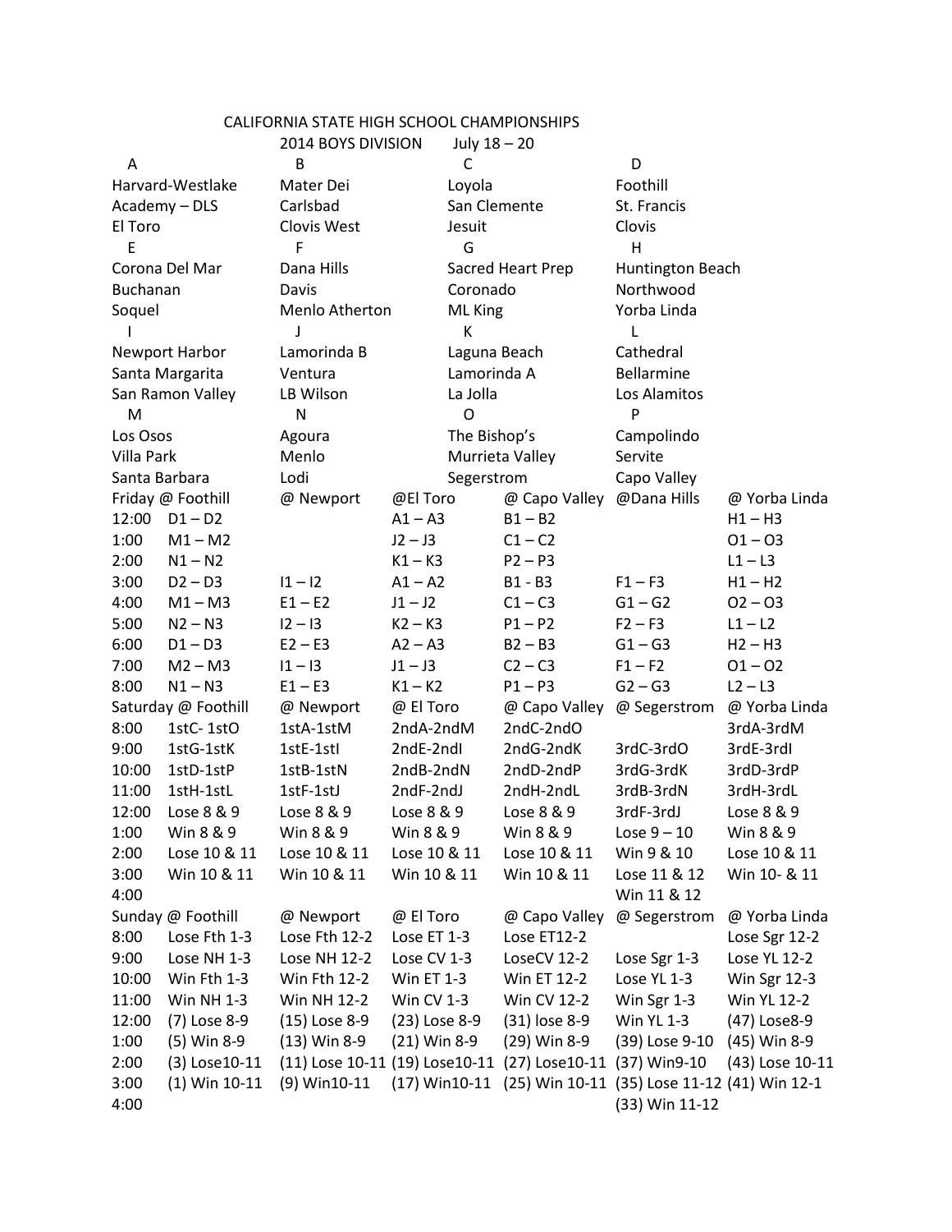CALIFORNIA STATE HIGH SCHOOL CHAMPIONSHIPS

2014 BOYS DIVISION July 18 – 20

| A | B | C | D |
|---|---|---|---|
| Harvard-Westlake | Mater Dei | Loyola | Foothill |
| Academy – DLS | Carlsbad | San Clemente | St. Francis |
| El Toro | Clovis West | Jesuit | Clovis |
| **E** | **F** | **G** | **H** |
| Corona Del Mar | Dana Hills | Sacred Heart Prep | Huntington Beach |
| Buchanan | Davis | Coronado | Northwood |
| Soquel | Menlo Atherton | ML King | Yorba Linda |
| **I** | **J** | **K** | **L** |
| Newport Harbor | Lamorinda B | Laguna Beach | Cathedral |
| Santa Margarita | Ventura | Lamorinda A | Bellarmine |
| San Ramon Valley | LB Wilson | La Jolla | Los Alamitos |
| **M** | **N** | **O** | **P** |
| Los Osos | Agoura | The Bishop's | Campolindo |
| Villa Park | Menlo | Murrieta Valley | Servite |
| Santa Barbara | Lodi | Segerstrom | Capo Valley |

| Friday | @ Foothill | @ Newport | @El Toro | @ Capo Valley | @Dana Hills | @ Yorba Linda |
|---|---|---|---|---|---|---|
| 12:00 | D1 – D2 | | A1 – A3 | B1 – B2 | | H1 – H3 |
| 1:00 | M1 – M2 | | J2 – J3 | C1 – C2 | | O1 – O3 |
| 2:00 | N1 – N2 | | K1 – K3 | P2 – P3 | | L1 – L3 |
| 3:00 | D2 – D3 | I1 – I2 | A1 – A2 | B1 - B3 | F1 – F3 | H1 – H2 |
| 4:00 | M1 – M3 | E1 – E2 | J1 – J2 | C1 – C3 | G1 – G2 | O2 – O3 |
| 5:00 | N2 – N3 | I2 – I3 | K2 – K3 | P1 – P2 | F2 – F3 | L1 – L2 |
| 6:00 | D1 – D3 | E2 – E3 | A2 – A3 | B2 – B3 | G1 – G3 | H2 – H3 |
| 7:00 | M2 – M3 | I1 – I3 | J1 – J3 | C2 – C3 | F1 – F2 | O1 – O2 |
| 8:00 | N1 – N3 | E1 – E3 | K1 – K2 | P1 – P3 | G2 – G3 | L2 – L3 |

| Saturday | @ Foothill | @ Newport | @ El Toro | @ Capo Valley | @ Segerstrom | @ Yorba Linda |
|---|---|---|---|---|---|---|
| 8:00 | 1stC- 1stO | 1stA-1stM | 2ndA-2ndM | 2ndC-2ndO | | 3rdA-3rdM |
| 9:00 | 1stG-1stK | 1stE-1stI | 2ndE-2ndI | 2ndG-2ndK | 3rdC-3rdO | 3rdE-3rdI |
| 10:00 | 1stD-1stP | 1stB-1stN | 2ndB-2ndN | 2ndD-2ndP | 3rdG-3rdK | 3rdD-3rdP |
| 11:00 | 1stH-1stL | 1stF-1stJ | 2ndF-2ndJ | 2ndH-2ndL | 3rdB-3rdN | 3rdH-3rdL |
| 12:00 | Lose 8 & 9 | Lose 8 & 9 | Lose 8 & 9 | Lose 8 & 9 | 3rdF-3rdJ | Lose 8 & 9 |
| 1:00 | Win 8 & 9 | Win 8 & 9 | Win 8 & 9 | Win 8 & 9 | Lose 9 – 10 | Win 8 & 9 |
| 2:00 | Lose 10 & 11 | Lose 10 & 11 | Lose 10 & 11 | Lose 10 & 11 | Win 9 & 10 | Lose 10 & 11 |
| 3:00 | Win 10 & 11 | Win 10 & 11 | Win 10 & 11 | Win 10 & 11 | Lose 11 & 12 | Win 10- & 11 |
| 4:00 | | | | | Win 11 & 12 | |

| Sunday | @ Foothill | @ Newport | @ El Toro | @ Capo Valley | @ Segerstrom | @ Yorba Linda |
|---|---|---|---|---|---|---|
| 8:00 | Lose Fth 1-3 | Lose Fth 12-2 | Lose ET 1-3 | Lose ET12-2 | | Lose Sgr 12-2 |
| 9:00 | Lose NH 1-3 | Lose NH 12-2 | Lose CV 1-3 | LoseCV 12-2 | Lose Sgr 1-3 | Lose YL 12-2 |
| 10:00 | Win Fth 1-3 | Win Fth 12-2 | Win ET 1-3 | Win ET 12-2 | Lose YL 1-3 | Win Sgr 12-3 |
| 11:00 | Win NH 1-3 | Win NH 12-2 | Win CV 1-3 | Win CV 12-2 | Win Sgr 1-3 | Win YL 12-2 |
| 12:00 | (7) Lose 8-9 | (15) Lose 8-9 | (23) Lose 8-9 | (31) lose 8-9 | Win YL 1-3 | (47) Lose8-9 |
| 1:00 | (5) Win 8-9 | (13) Win 8-9 | (21) Win 8-9 | (29) Win 8-9 | (39) Lose 9-10 | (45) Win 8-9 |
| 2:00 | (3) Lose10-11 | (11) Lose 10-11 | (19) Lose10-11 | (27) Lose10-11 | (37) Win9-10 | (43) Lose 10-11 |
| 3:00 | (1) Win 10-11 | (9) Win10-11 | (17) Win10-11 | (25) Win 10-11 | (35) Lose 11-12 | (41) Win 12-1 |
| 4:00 | | | | | (33) Win 11-12 | |